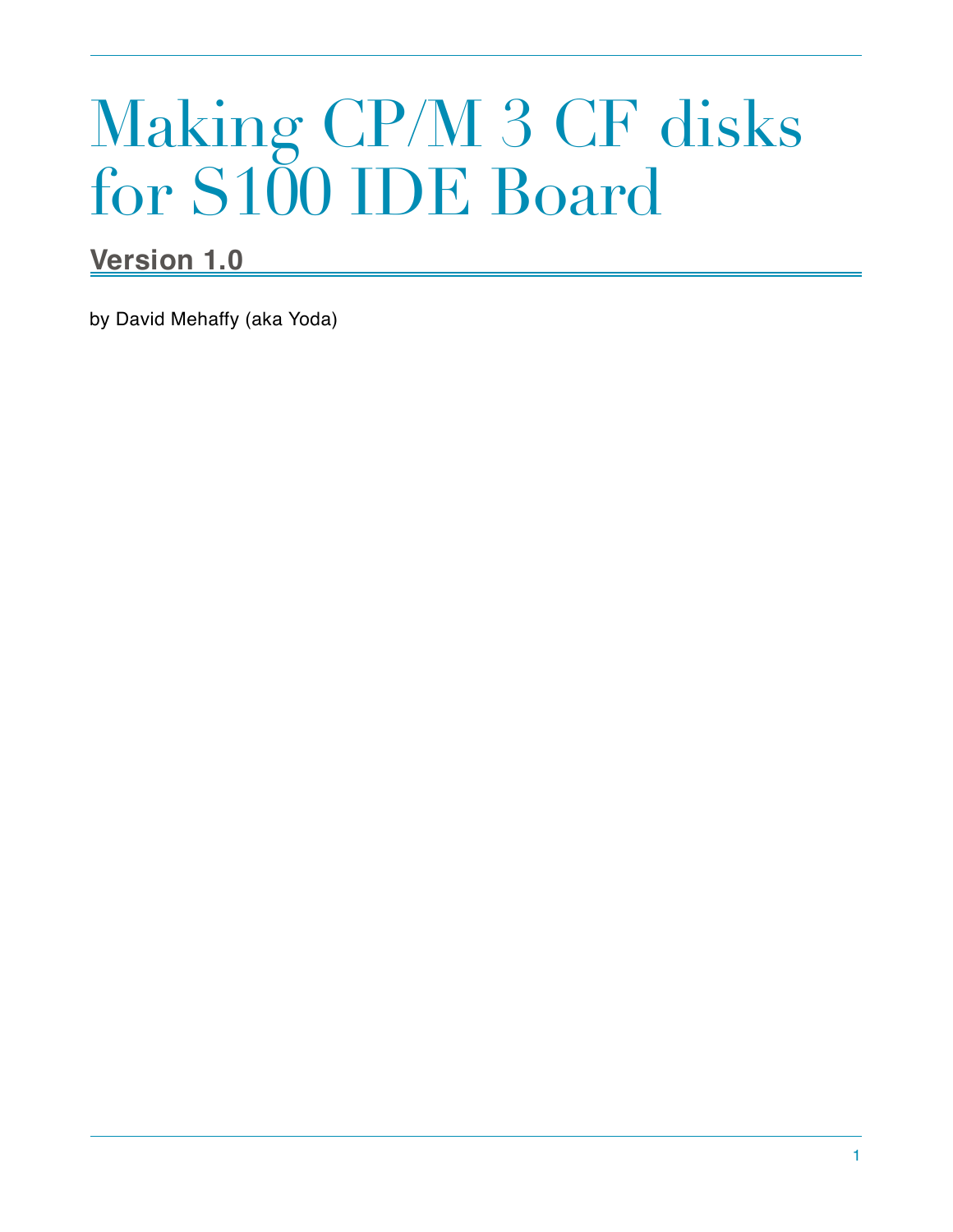# Making CP/M 3 CF disks for S100 IDE Board

## Version 1.0

by David Mehaffy (aka Yoda)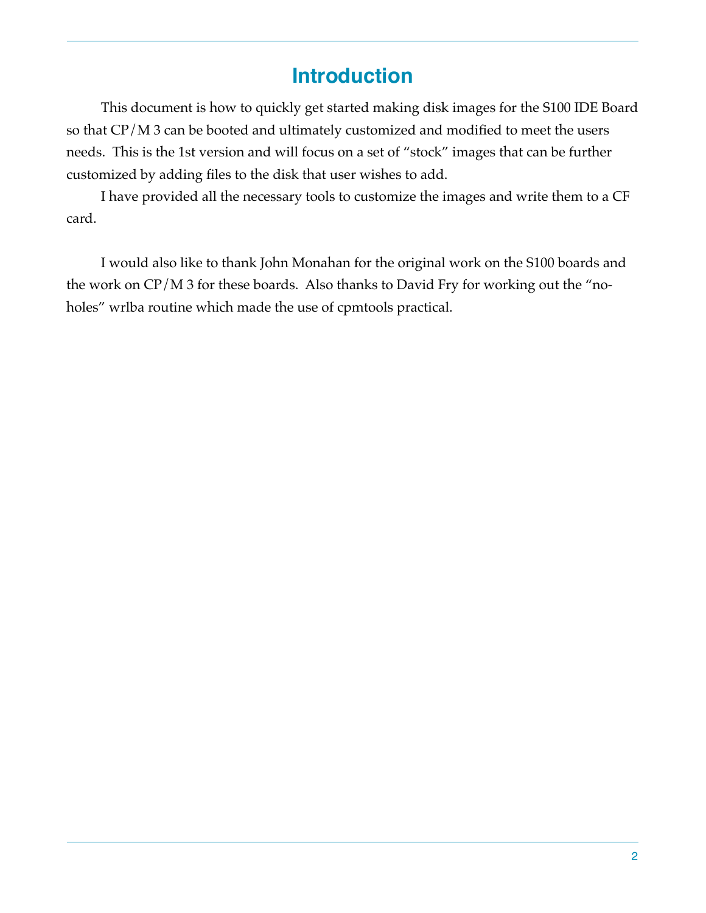# Introduction

This document is how to quickly get started making disk images for the S100 IDE Board so that CP/M 3 can be booted and ultimately customized and modified to meet the users needs. This is the 1st version and will focus on a set of “stock” images that can be further customized by adding files to the disk that user wishes to add.

I have provided all the necessary tools to customize the images and write them to a CF card.

I would also like to thank John Monahan for the original work on the S100 boards and the work on CP/M 3 for these boards. Also thanks to David Fry for working out the “no-holes” wrlba routine which made the use of cpmtools practical.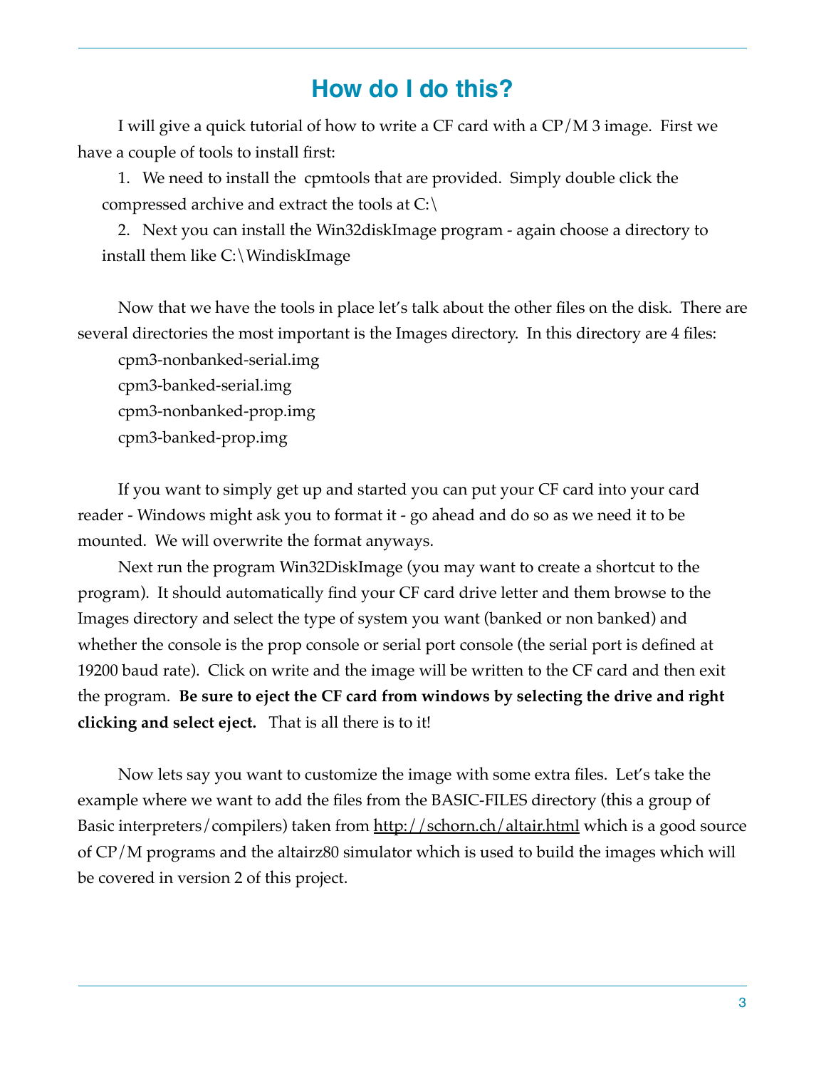# How do I do this?

I will give a quick tutorial of how to write a CF card with a CP/M 3 image. First we have a couple of tools to install first:

1. We need to install the cpmtools that are provided. Simply double click the compressed archive and extract the tools at C:\
2. Next you can install the Win32diskImage program - again choose a directory to install them like C:\WindiskImage

Now that we have the tools in place let's talk about the other files on the disk. There are several directories the most important is the Images directory. In this directory are 4 files:

cpm3-nonbanked-serial.img
cpm3-banked-serial.img
cpm3-nonbanked-prop.img
cpm3-banked-prop.img

If you want to simply get up and started you can put your CF card into your card reader - Windows might ask you to format it - go ahead and do so as we need it to be mounted. We will overwrite the format anyways.

Next run the program Win32DiskImage (you may want to create a shortcut to the program). It should automatically find your CF card drive letter and them browse to the Images directory and select the type of system you want (banked or non banked) and whether the console is the prop console or serial port console (the serial port is defined at 19200 baud rate). Click on write and the image will be written to the CF card and then exit the program. **Be sure to eject the CF card from windows by selecting the drive and right clicking and select eject.** That is all there is to it!

Now lets say you want to customize the image with some extra files. Let's take the example where we want to add the files from the BASIC-FILES directory (this a group of Basic interpreters/compilers) taken from http://schorn.ch/altair.html which is a good source of CP/M programs and the altairz80 simulator which is used to build the images which will be covered in version 2 of this project.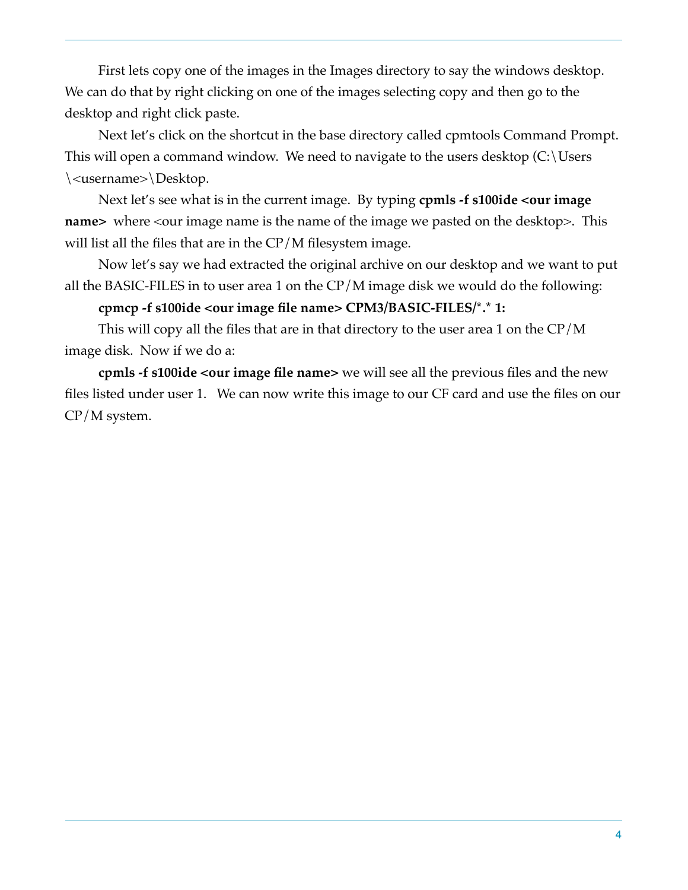First lets copy one of the images in the Images directory to say the windows desktop. We can do that by right clicking on one of the images selecting copy and then go to the desktop and right click paste.

Next let's click on the shortcut in the base directory called cpmtools Command Prompt. This will open a command window. We need to navigate to the users desktop (C:\Users\<username>\Desktop.

Next let's see what is in the current image. By typing **cpmls -f s100ide <our image name>** where <our image name is the name of the image we pasted on the desktop>. This will list all the files that are in the CP/M filesystem image.

Now let's say we had extracted the original archive on our desktop and we want to put all the BASIC-FILES in to user area 1 on the CP/M image disk we would do the following:

**cpmcp -f s100ide <our image file name> CPM3/BASIC-FILES/*.* 1:**

This will copy all the files that are in that directory to the user area 1 on the CP/M image disk. Now if we do a:

**cpmls -f s100ide <our image file name>** we will see all the previous files and the new files listed under user 1. We can now write this image to our CF card and use the files on our CP/M system.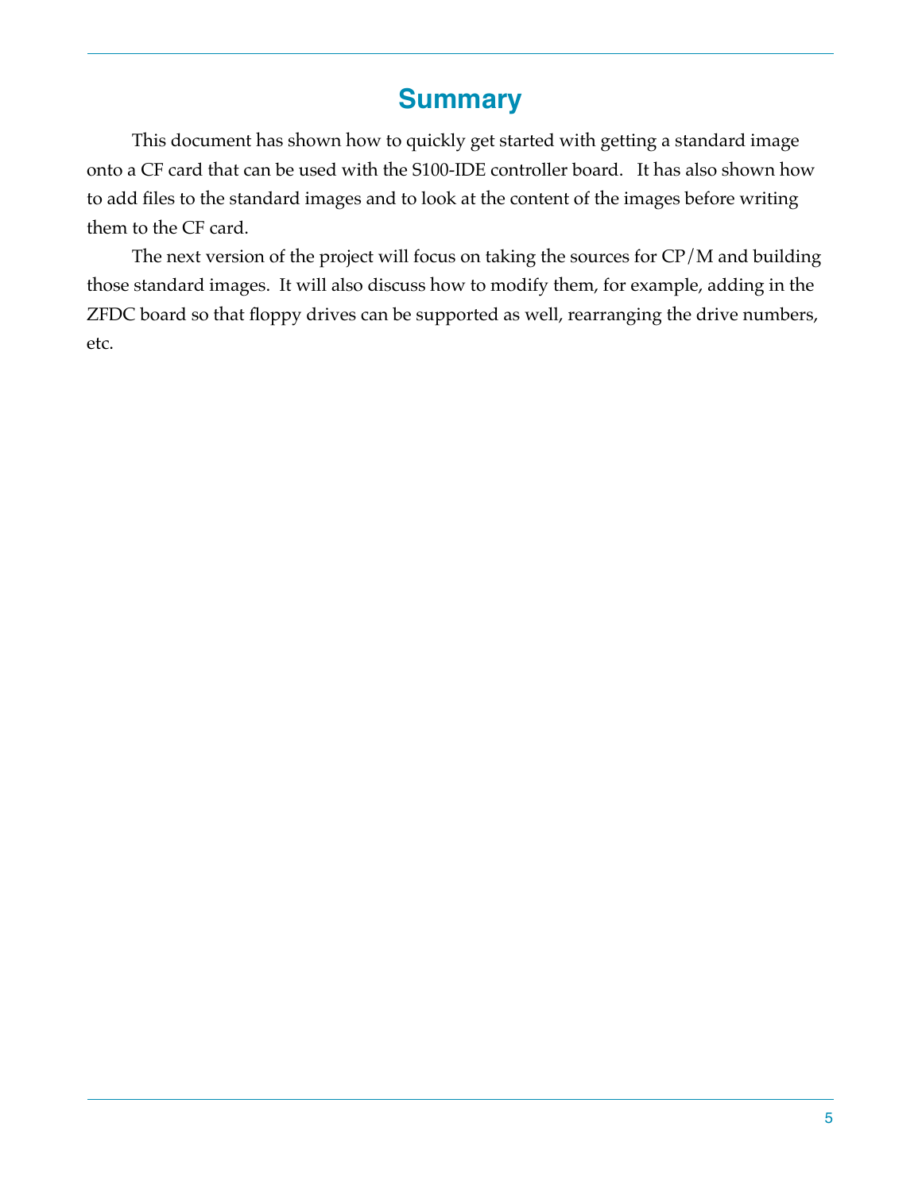# Summary

This document has shown how to quickly get started with getting a standard image onto a CF card that can be used with the S100-IDE controller board. It has also shown how to add files to the standard images and to look at the content of the images before writing them to the CF card.

The next version of the project will focus on taking the sources for CP/M and building those standard images. It will also discuss how to modify them, for example, adding in the ZFDC board so that floppy drives can be supported as well, rearranging the drive numbers, etc.